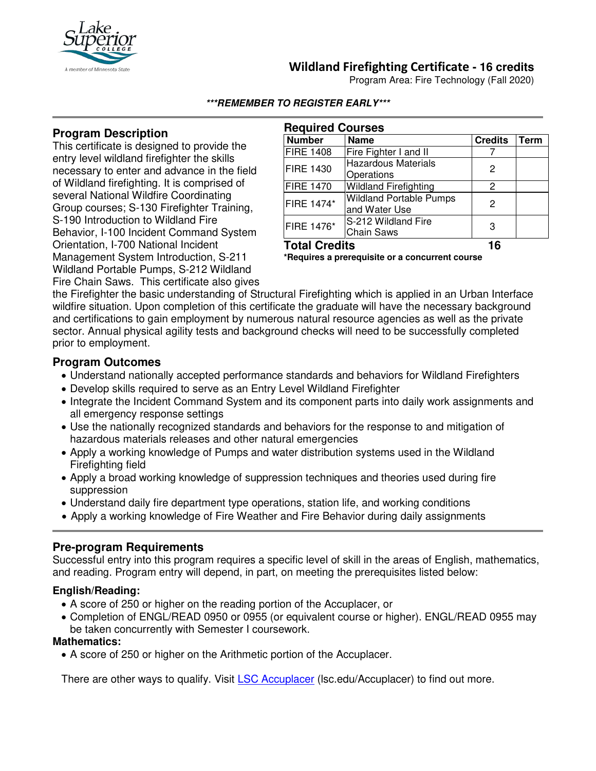# Wildland Firefighting Certificate - 16 credits

Program Area: Fire Technology (Fall 2020)

***REMEMBER TO REGISTER EARLY***

## Program Description

This certificate is designed to provide the entry level wildland firefighter the skills necessary to enter and advance in the field of Wildland firefighting. It is comprised of several National Wildfire Coordinating Group courses; S-130 Firefighter Training, S-190 Introduction to Wildland Fire Behavior, I-100 Incident Command System Orientation, I-700 National Incident Management System Introduction, S-211 Wildland Portable Pumps, S-212 Wildland Fire Chain Saws. This certificate also gives the Firefighter the basic understanding of Structural Firefighting which is applied in an Urban Interface wildfire situation. Upon completion of this certificate the graduate will have the necessary background and certifications to gain employment by numerous natural resource agencies as well as the private sector. Annual physical agility tests and background checks will need to be successfully completed prior to employment.

## Required Courses

| Number | Name | Credits | Term |
|---|---|---|---|
| FIRE 1408 | Fire Fighter I and II | 7 | |
| FIRE 1430 | Hazardous Materials Operations | 2 | |
| FIRE 1470 | Wildland Firefighting | 2 | |
| FIRE 1474* | Wildland Portable Pumps and Water Use | 2 | |
| FIRE 1476* | S-212 Wildland Fire Chain Saws | 3 | |
| **Total Credits** | | **16** | |

**\*Requires a prerequisite or a concurrent course**

## Program Outcomes

- Understand nationally accepted performance standards and behaviors for Wildland Firefighters
- Develop skills required to serve as an Entry Level Wildland Firefighter
- Integrate the Incident Command System and its component parts into daily work assignments and all emergency response settings
- Use the nationally recognized standards and behaviors for the response to and mitigation of hazardous materials releases and other natural emergencies
- Apply a working knowledge of Pumps and water distribution systems used in the Wildland Firefighting field
- Apply a broad working knowledge of suppression techniques and theories used during fire suppression
- Understand daily fire department type operations, station life, and working conditions
- Apply a working knowledge of Fire Weather and Fire Behavior during daily assignments

## Pre-program Requirements

Successful entry into this program requires a specific level of skill in the areas of English, mathematics, and reading. Program entry will depend, in part, on meeting the prerequisites listed below:

### English/Reading:

- A score of 250 or higher on the reading portion of the Accuplacer, or
- Completion of ENGL/READ 0950 or 0955 (or equivalent course or higher). ENGL/READ 0955 may be taken concurrently with Semester I coursework.

### Mathematics:

- A score of 250 or higher on the Arithmetic portion of the Accuplacer.

There are other ways to qualify. Visit LSC Accuplacer (lsc.edu/Accuplacer) to find out more.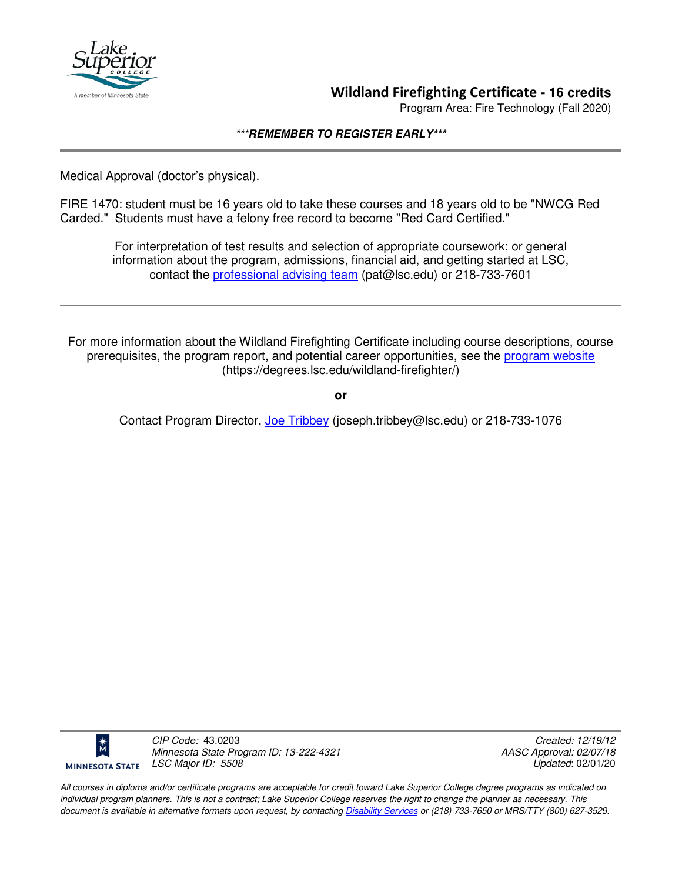## Wildland Firefighting Certificate - 16 credits

Program Area: Fire Technology (Fall 2020)

***REMEMBER TO REGISTER EARLY***

---

Medical Approval (doctor's physical).

FIRE 1470: student must be 16 years old to take these courses and 18 years old to be "NWCG Red Carded." Students must have a felony free record to become "Red Card Certified."

For interpretation of test results and selection of appropriate coursework; or general information about the program, admissions, financial aid, and getting started at LSC, contact the professional advising team (pat@lsc.edu) or 218-733-7601

---

For more information about the Wildland Firefighting Certificate including course descriptions, course prerequisites, the program report, and potential career opportunities, see the program website (https://degrees.lsc.edu/wildland-firefighter/)

**or**

Contact Program Director, Joe Tribbey (joseph.tribbey@lsc.edu) or 218-733-1076

---

*CIP Code:* 43.0203
*Minnesota State Program ID: 13-222-4321*
*LSC Major ID: 5508*

*Created: 12/19/12*
*AASC Approval: 02/07/18*
*Updated*: 02/01/20

*All courses in diploma and/or certificate programs are acceptable for credit toward Lake Superior College degree programs as indicated on individual program planners. This is not a contract; Lake Superior College reserves the right to change the planner as necessary. This document is available in alternative formats upon request, by contacting Disability Services or (218) 733-7650 or MRS/TTY (800) 627-3529.*